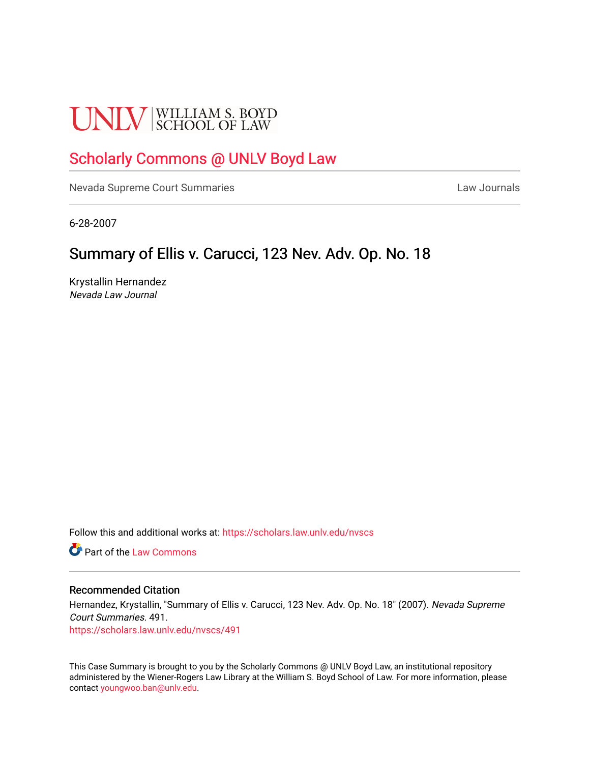UNLV | WILLIAM S. BOYD SCHOOL OF LAW

# Scholarly Commons @ UNLV Boyd Law

Nevada Supreme Court Summaries | Law Journals

6-28-2007

## Summary of Ellis v. Carucci, 123 Nev. Adv. Op. No. 18

Krystallin Hernandez
*Nevada Law Journal*

Follow this and additional works at: https://scholars.law.unlv.edu/nvscs

Part of the Law Commons

### Recommended Citation

Hernandez, Krystallin, "Summary of Ellis v. Carucci, 123 Nev. Adv. Op. No. 18" (2007). *Nevada Supreme Court Summaries*. 491.
https://scholars.law.unlv.edu/nvscs/491

This Case Summary is brought to you by the Scholarly Commons @ UNLV Boyd Law, an institutional repository administered by the Wiener-Rogers Law Library at the William S. Boyd School of Law. For more information, please contact youngwoo.ban@unlv.edu.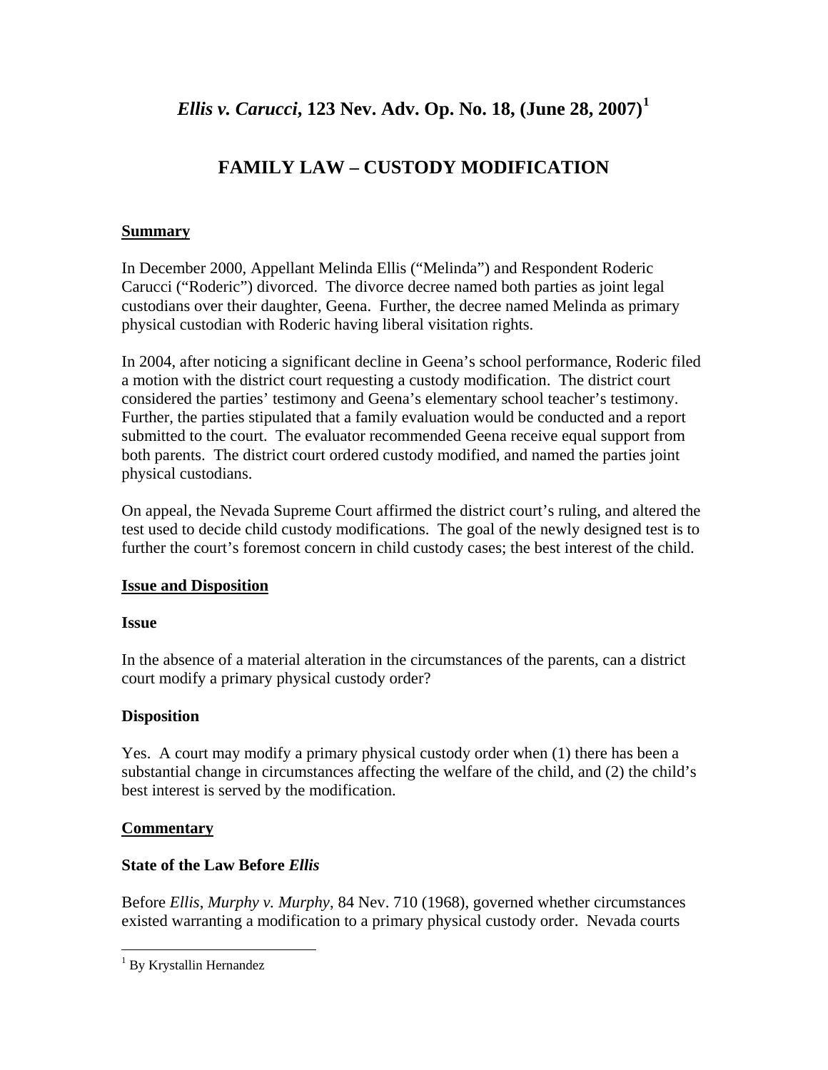# *Ellis v. Carucci*, 123 Nev. Adv. Op. No. 18, (June 28, 2007)[1]

## FAMILY LAW – CUSTODY MODIFICATION

### Summary

In December 2000, Appellant Melinda Ellis ("Melinda") and Respondent Roderic Carucci ("Roderic") divorced. The divorce decree named both parties as joint legal custodians over their daughter, Geena. Further, the decree named Melinda as primary physical custodian with Roderic having liberal visitation rights.

In 2004, after noticing a significant decline in Geena's school performance, Roderic filed a motion with the district court requesting a custody modification. The district court considered the parties' testimony and Geena's elementary school teacher's testimony. Further, the parties stipulated that a family evaluation would be conducted and a report submitted to the court. The evaluator recommended Geena receive equal support from both parents. The district court ordered custody modified, and named the parties joint physical custodians.

On appeal, the Nevada Supreme Court affirmed the district court's ruling, and altered the test used to decide child custody modifications. The goal of the newly designed test is to further the court's foremost concern in child custody cases; the best interest of the child.

### Issue and Disposition

#### Issue

In the absence of a material alteration in the circumstances of the parents, can a district court modify a primary physical custody order?

#### Disposition

Yes. A court may modify a primary physical custody order when (1) there has been a substantial change in circumstances affecting the welfare of the child, and (2) the child's best interest is served by the modification.

### Commentary

#### State of the Law Before *Ellis*

Before *Ellis*, *Murphy v. Murphy*, 84 Nev. 710 (1968), governed whether circumstances existed warranting a modification to a primary physical custody order. Nevada courts

---

[1] By Krystallin Hernandez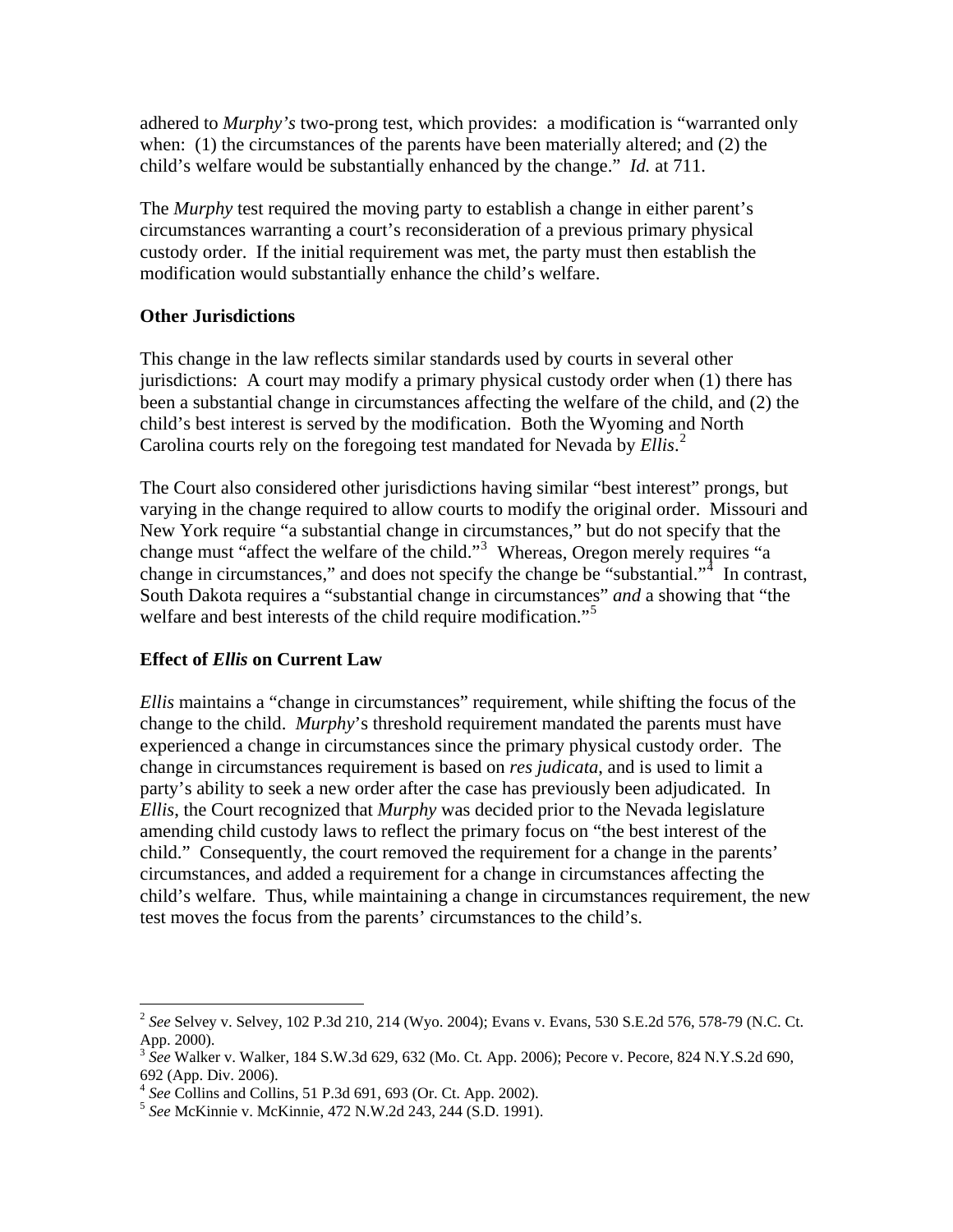adhered to *Murphy's* two-prong test, which provides: a modification is "warranted only when: (1) the circumstances of the parents have been materially altered; and (2) the child's welfare would be substantially enhanced by the change." *Id.* at 711.

The *Murphy* test required the moving party to establish a change in either parent's circumstances warranting a court's reconsideration of a previous primary physical custody order. If the initial requirement was met, the party must then establish the modification would substantially enhance the child's welfare.

**Other Jurisdictions**

This change in the law reflects similar standards used by courts in several other jurisdictions: A court may modify a primary physical custody order when (1) there has been a substantial change in circumstances affecting the welfare of the child, and (2) the child's best interest is served by the modification. Both the Wyoming and North Carolina courts rely on the foregoing test mandated for Nevada by *Ellis*.[2]

The Court also considered other jurisdictions having similar "best interest" prongs, but varying in the change required to allow courts to modify the original order. Missouri and New York require "a substantial change in circumstances," but do not specify that the change must "affect the welfare of the child."[3] Whereas, Oregon merely requires "a change in circumstances," and does not specify the change be "substantial."[4] In contrast, South Dakota requires a "substantial change in circumstances" *and* a showing that "the welfare and best interests of the child require modification."[5]

**Effect of *Ellis* on Current Law**

*Ellis* maintains a "change in circumstances" requirement, while shifting the focus of the change to the child. *Murphy*'s threshold requirement mandated the parents must have experienced a change in circumstances since the primary physical custody order. The change in circumstances requirement is based on *res judicata*, and is used to limit a party's ability to seek a new order after the case has previously been adjudicated. In *Ellis*, the Court recognized that *Murphy* was decided prior to the Nevada legislature amending child custody laws to reflect the primary focus on "the best interest of the child." Consequently, the court removed the requirement for a change in the parents' circumstances, and added a requirement for a change in circumstances affecting the child's welfare. Thus, while maintaining a change in circumstances requirement, the new test moves the focus from the parents' circumstances to the child's.

---

[2] *See* Selvey v. Selvey, 102 P.3d 210, 214 (Wyo. 2004); Evans v. Evans, 530 S.E.2d 576, 578-79 (N.C. Ct. App. 2000).

[3] *See* Walker v. Walker, 184 S.W.3d 629, 632 (Mo. Ct. App. 2006); Pecore v. Pecore, 824 N.Y.S.2d 690, 692 (App. Div. 2006).

[4] *See* Collins and Collins, 51 P.3d 691, 693 (Or. Ct. App. 2002).

[5] *See* McKinnie v. McKinnie, 472 N.W.2d 243, 244 (S.D. 1991).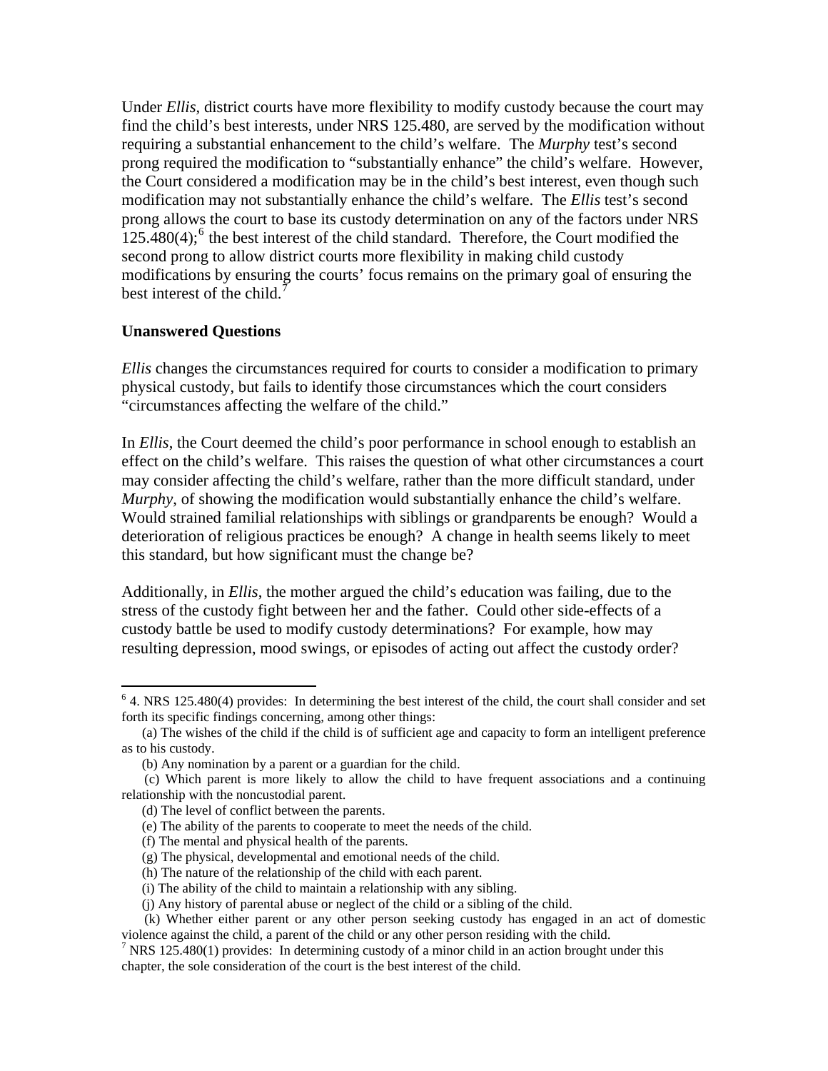Under *Ellis*, district courts have more flexibility to modify custody because the court may find the child's best interests, under NRS 125.480, are served by the modification without requiring a substantial enhancement to the child's welfare. The *Murphy* test's second prong required the modification to "substantially enhance" the child's welfare. However, the Court considered a modification may be in the child's best interest, even though such modification may not substantially enhance the child's welfare. The *Ellis* test's second prong allows the court to base its custody determination on any of the factors under NRS 125.480(4);[6] the best interest of the child standard. Therefore, the Court modified the second prong to allow district courts more flexibility in making child custody modifications by ensuring the courts' focus remains on the primary goal of ensuring the best interest of the child.[7]

**Unanswered Questions**

*Ellis* changes the circumstances required for courts to consider a modification to primary physical custody, but fails to identify those circumstances which the court considers "circumstances affecting the welfare of the child."

In *Ellis*, the Court deemed the child's poor performance in school enough to establish an effect on the child's welfare. This raises the question of what other circumstances a court may consider affecting the child's welfare, rather than the more difficult standard, under *Murphy*, of showing the modification would substantially enhance the child's welfare. Would strained familial relationships with siblings or grandparents be enough? Would a deterioration of religious practices be enough? A change in health seems likely to meet this standard, but how significant must the change be?

Additionally, in *Ellis*, the mother argued the child's education was failing, due to the stress of the custody fight between her and the father. Could other side-effects of a custody battle be used to modify custody determinations? For example, how may resulting depression, mood swings, or episodes of acting out affect the custody order?

---

[6] 4. NRS 125.480(4) provides: In determining the best interest of the child, the court shall consider and set forth its specific findings concerning, among other things:

(a) The wishes of the child if the child is of sufficient age and capacity to form an intelligent preference as to his custody.

(b) Any nomination by a parent or a guardian for the child.

(c) Which parent is more likely to allow the child to have frequent associations and a continuing relationship with the noncustodial parent.

(d) The level of conflict between the parents.

(e) The ability of the parents to cooperate to meet the needs of the child.

(f) The mental and physical health of the parents.

(g) The physical, developmental and emotional needs of the child.

(h) The nature of the relationship of the child with each parent.

(i) The ability of the child to maintain a relationship with any sibling.

(j) Any history of parental abuse or neglect of the child or a sibling of the child.

(k) Whether either parent or any other person seeking custody has engaged in an act of domestic violence against the child, a parent of the child or any other person residing with the child.

[7] NRS 125.480(1) provides: In determining custody of a minor child in an action brought under this chapter, the sole consideration of the court is the best interest of the child.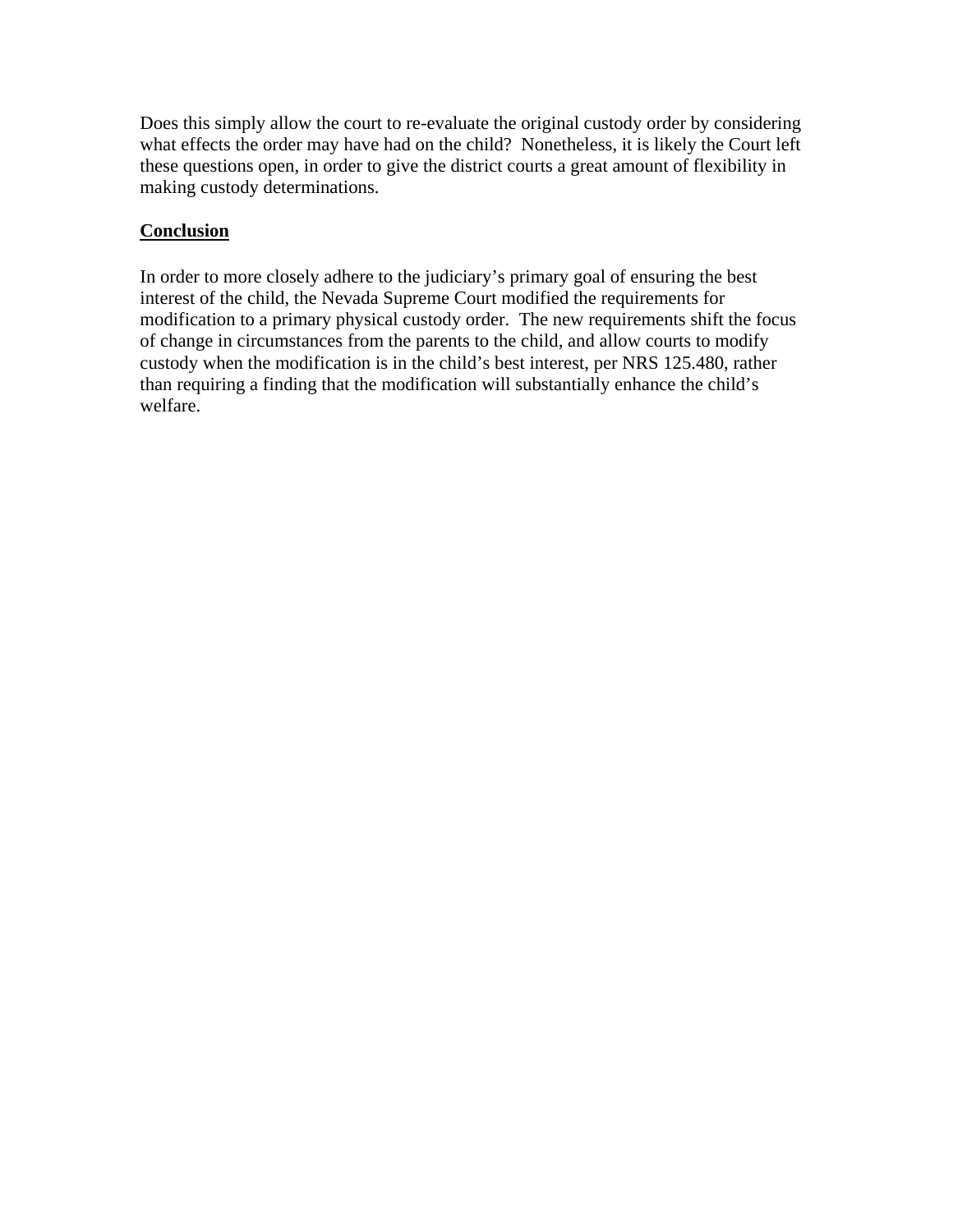Does this simply allow the court to re-evaluate the original custody order by considering what effects the order may have had on the child? Nonetheless, it is likely the Court left these questions open, in order to give the district courts a great amount of flexibility in making custody determinations.

## **Conclusion**

In order to more closely adhere to the judiciary's primary goal of ensuring the best interest of the child, the Nevada Supreme Court modified the requirements for modification to a primary physical custody order. The new requirements shift the focus of change in circumstances from the parents to the child, and allow courts to modify custody when the modification is in the child's best interest, per NRS 125.480, rather than requiring a finding that the modification will substantially enhance the child's welfare.